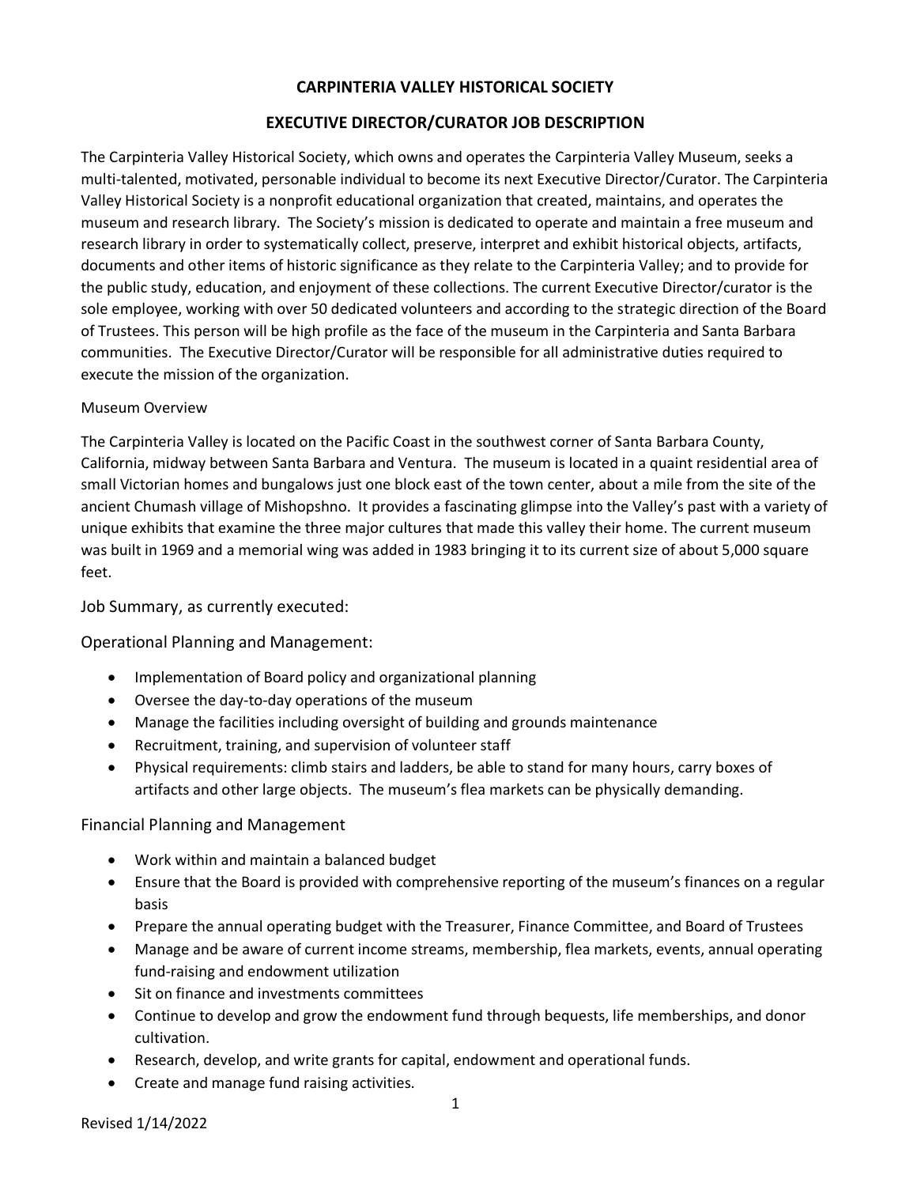# CARPINTERIA VALLEY HISTORICAL SOCIETY

## EXECUTIVE DIRECTOR/CURATOR JOB DESCRIPTION

The Carpinteria Valley Historical Society, which owns and operates the Carpinteria Valley Museum, seeks a multi-talented, motivated, personable individual to become its next Executive Director/Curator. The Carpinteria Valley Historical Society is a nonprofit educational organization that created, maintains, and operates the museum and research library. The Society's mission is dedicated to operate and maintain a free museum and research library in order to systematically collect, preserve, interpret and exhibit historical objects, artifacts, documents and other items of historic significance as they relate to the Carpinteria Valley; and to provide for the public study, education, and enjoyment of these collections. The current Executive Director/curator is the sole employee, working with over 50 dedicated volunteers and according to the strategic direction of the Board of Trustees. This person will be high profile as the face of the museum in the Carpinteria and Santa Barbara communities. The Executive Director/Curator will be responsible for all administrative duties required to execute the mission of the organization.

Museum Overview

The Carpinteria Valley is located on the Pacific Coast in the southwest corner of Santa Barbara County, California, midway between Santa Barbara and Ventura. The museum is located in a quaint residential area of small Victorian homes and bungalows just one block east of the town center, about a mile from the site of the ancient Chumash village of Mishopshno. It provides a fascinating glimpse into the Valley's past with a variety of unique exhibits that examine the three major cultures that made this valley their home. The current museum was built in 1969 and a memorial wing was added in 1983 bringing it to its current size of about 5,000 square feet.

### Job Summary, as currently executed:

### Operational Planning and Management:

- Implementation of Board policy and organizational planning
- Oversee the day-to-day operations of the museum
- Manage the facilities including oversight of building and grounds maintenance
- Recruitment, training, and supervision of volunteer staff
- Physical requirements: climb stairs and ladders, be able to stand for many hours, carry boxes of artifacts and other large objects. The museum's flea markets can be physically demanding.

### Financial Planning and Management

- Work within and maintain a balanced budget
- Ensure that the Board is provided with comprehensive reporting of the museum's finances on a regular basis
- Prepare the annual operating budget with the Treasurer, Finance Committee, and Board of Trustees
- Manage and be aware of current income streams, membership, flea markets, events, annual operating fund-raising and endowment utilization
- Sit on finance and investments committees
- Continue to develop and grow the endowment fund through bequests, life memberships, and donor cultivation.
- Research, develop, and write grants for capital, endowment and operational funds.
- Create and manage fund raising activities.

Revised 1/14/2022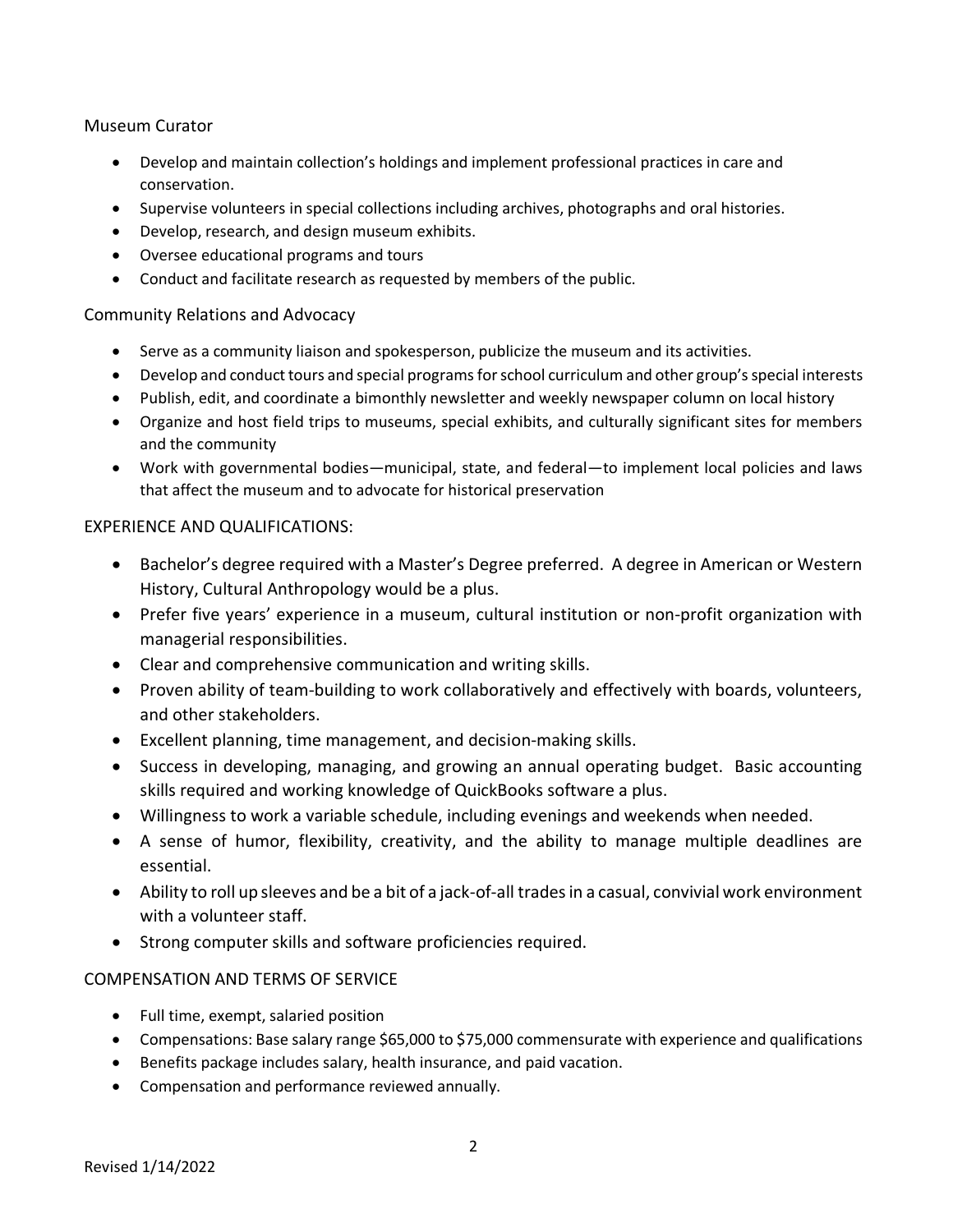### Museum Curator

- Develop and maintain collection's holdings and implement professional practices in care and conservation.
- Supervise volunteers in special collections including archives, photographs and oral histories.
- Develop, research, and design museum exhibits.
- Oversee educational programs and tours
- Conduct and facilitate research as requested by members of the public.

### Community Relations and Advocacy

- Serve as a community liaison and spokesperson, publicize the museum and its activities.
- Develop and conduct tours and special programs for school curriculum and other group's special interests
- Publish, edit, and coordinate a bimonthly newsletter and weekly newspaper column on local history
- Organize and host field trips to museums, special exhibits, and culturally significant sites for members and the community
- Work with governmental bodies—municipal, state, and federal—to implement local policies and laws that affect the museum and to advocate for historical preservation

## EXPERIENCE AND QUALIFICATIONS:

- Bachelor's degree required with a Master's Degree preferred. A degree in American or Western History, Cultural Anthropology would be a plus.
- Prefer five years' experience in a museum, cultural institution or non-profit organization with managerial responsibilities.
- Clear and comprehensive communication and writing skills.
- Proven ability of team-building to work collaboratively and effectively with boards, volunteers, and other stakeholders.
- Excellent planning, time management, and decision-making skills.
- Success in developing, managing, and growing an annual operating budget. Basic accounting skills required and working knowledge of QuickBooks software a plus.
- Willingness to work a variable schedule, including evenings and weekends when needed.
- A sense of humor, flexibility, creativity, and the ability to manage multiple deadlines are essential.
- Ability to roll up sleeves and be a bit of a jack-of-all trades in a casual, convivial work environment with a volunteer staff.
- Strong computer skills and software proficiencies required.

## COMPENSATION AND TERMS OF SERVICE

- Full time, exempt, salaried position
- Compensations: Base salary range $65,000 to $75,000 commensurate with experience and qualifications
- Benefits package includes salary, health insurance, and paid vacation.
- Compensation and performance reviewed annually.

Revised 1/14/2022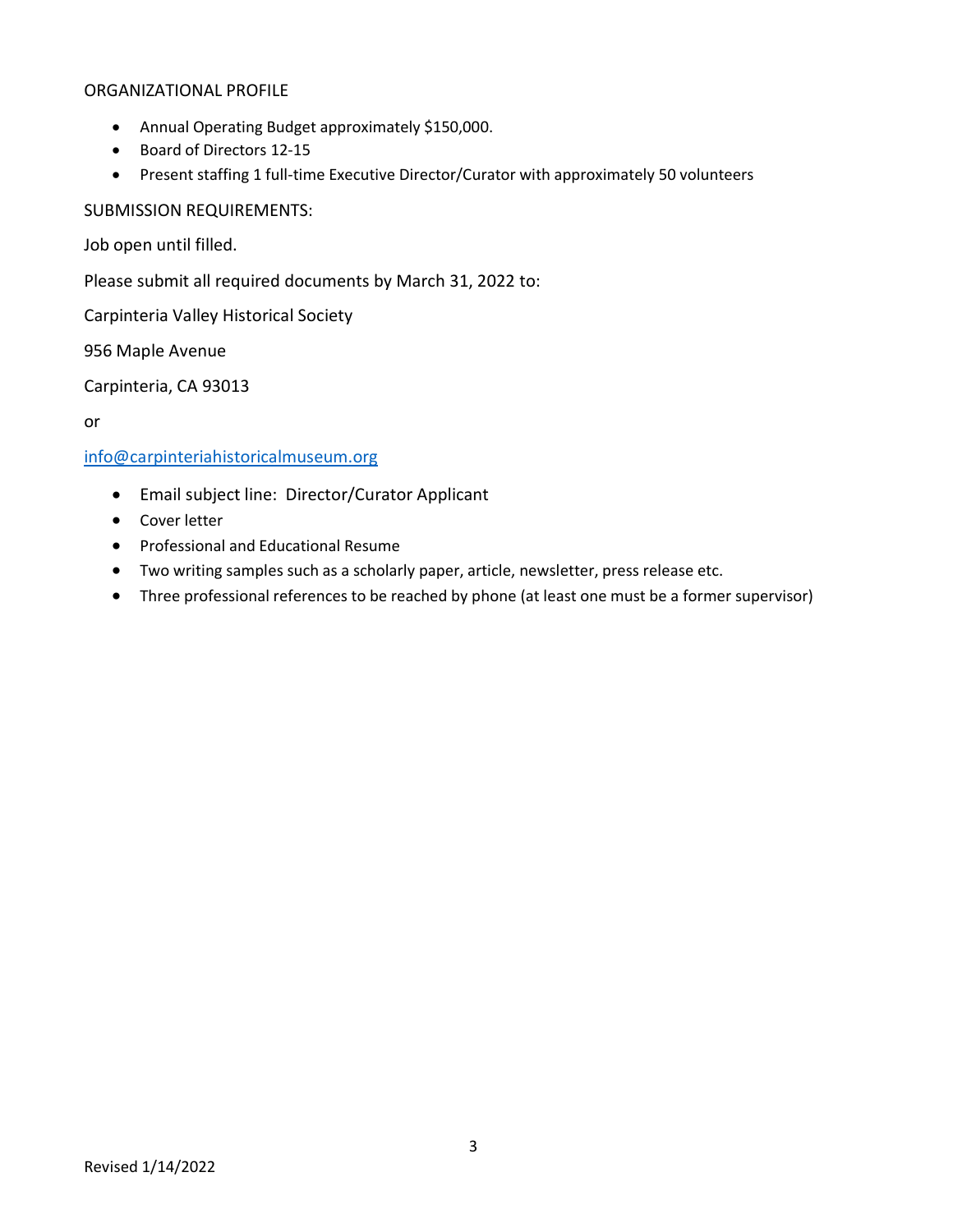## ORGANIZATIONAL PROFILE

- Annual Operating Budget approximately $150,000.
- Board of Directors 12-15
- Present staffing 1 full-time Executive Director/Curator with approximately 50 volunteers

## SUBMISSION REQUIREMENTS:

Job open until filled.

Please submit all required documents by March 31, 2022 to:

Carpinteria Valley Historical Society

956 Maple Avenue

Carpinteria, CA 93013

or

info@carpinteriahistoricalmuseum.org

- Email subject line: Director/Curator Applicant
- Cover letter
- Professional and Educational Resume
- Two writing samples such as a scholarly paper, article, newsletter, press release etc.
- Three professional references to be reached by phone (at least one must be a former supervisor)

Revised 1/14/2022